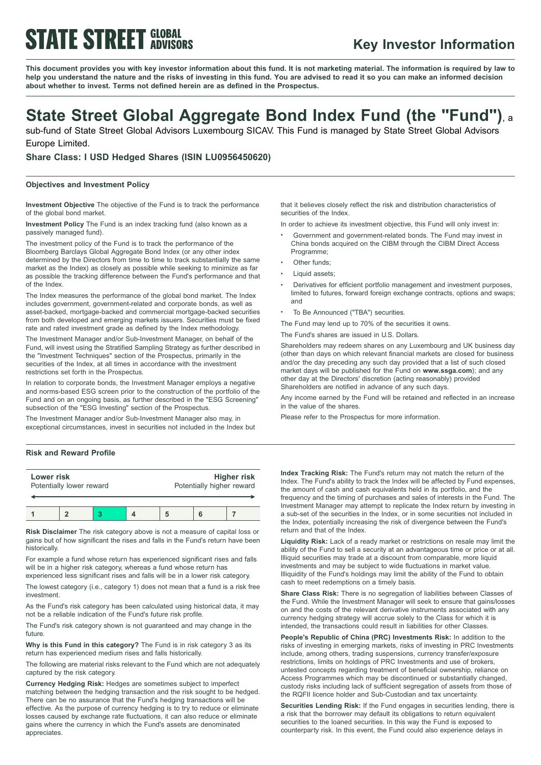**STATE STREET GLOBAL ADVISORS**

# Key Investor Information

**This document provides you with key investor information about this fund. It is not marketing material. The information is required by law to help you understand the nature and the risks of investing in this fund. You are advised to read it so you can make an informed decision about whether to invest. Terms not defined herein are as defined in the Prospectus.**

# State Street Global Aggregate Bond Index Fund (the "Fund"), a sub-fund of State Street Global Advisors Luxembourg SICAV. This Fund is managed by State Street Global Advisors Europe Limited.

### Share Class: I USD Hedged Shares (ISIN LU0956450620)

## Objectives and Investment Policy

**Investment Objective** The objective of the Fund is to track the performance of the global bond market.

**Investment Policy** The Fund is an index tracking fund (also known as a passively managed fund).

The investment policy of the Fund is to track the performance of the Bloomberg Barclays Global Aggregate Bond Index (or any other index determined by the Directors from time to time to track substantially the same market as the Index) as closely as possible while seeking to minimize as far as possible the tracking difference between the Fund's performance and that of the Index.

The Index measures the performance of the global bond market. The Index includes government, government-related and corporate bonds, as well as asset-backed, mortgage-backed and commercial mortgage-backed securities from both developed and emerging markets issuers. Securities must be fixed rate and rated investment grade as defined by the Index methodology.

The Investment Manager and/or Sub-Investment Manager, on behalf of the Fund, will invest using the Stratified Sampling Strategy as further described in the "Investment Techniques" section of the Prospectus, primarily in the securities of the Index, at all times in accordance with the investment restrictions set forth in the Prospectus.

In relation to corporate bonds, the Investment Manager employs a negative and norms-based ESG screen prior to the construction of the portfolio of the Fund and on an ongoing basis, as further described in the "ESG Screening" subsection of the "ESG Investing" section of the Prospectus.

The Investment Manager and/or Sub-Investment Manager also may, in exceptional circumstances, invest in securities not included in the Index but that it believes closely reflect the risk and distribution characteristics of securities of the Index.

In order to achieve its investment objective, this Fund will only invest in:

- Government and government-related bonds. The Fund may invest in China bonds acquired on the CIBM through the CIBM Direct Access Programme;
- Other funds;
- Liquid assets;
- Derivatives for efficient portfolio management and investment purposes, limited to futures, forward foreign exchange contracts, options and swaps; and
- To Be Announced ("TBA") securities.

The Fund may lend up to 70% of the securities it owns.

The Fund's shares are issued in U.S. Dollars.

Shareholders may redeem shares on any Luxembourg and UK business day (other than days on which relevant financial markets are closed for business and/or the day preceding any such day provided that a list of such closed market days will be published for the Fund on **www.ssga.com**); and any other day at the Directors' discretion (acting reasonably) provided Shareholders are notified in advance of any such days.

Any income earned by the Fund will be retained and reflected in an increase in the value of the shares.

Please refer to the Prospectus for more information.

## Risk and Reward Profile

| **Lower risk** Potentially lower reward | | | | | | **Higher risk** Potentially higher reward |
|---|---|---|---|---|---|---|
| 1 | 2 | **3** | 4 | 5 | 6 | 7 |

**Risk Disclaimer** The risk category above is not a measure of capital loss or gains but of how significant the rises and falls in the Fund's return have been historically.

For example a fund whose return has experienced significant rises and falls will be in a higher risk category, whereas a fund whose return has experienced less significant rises and falls will be in a lower risk category.

The lowest category (i.e., category 1) does not mean that a fund is a risk free investment.

As the Fund's risk category has been calculated using historical data, it may not be a reliable indication of the Fund's future risk profile.

The Fund's risk category shown is not guaranteed and may change in the future.

**Why is this Fund in this category?** The Fund is in risk category 3 as its return has experienced medium rises and falls historically.

The following are material risks relevant to the Fund which are not adequately captured by the risk category.

**Currency Hedging Risk:** Hedges are sometimes subject to imperfect matching between the hedging transaction and the risk sought to be hedged. There can be no assurance that the Fund's hedging transactions will be effective. As the purpose of currency hedging is to try to reduce or eliminate losses caused by exchange rate fluctuations, it can also reduce or eliminate gains where the currency in which the Fund's assets are denominated appreciates.

**Index Tracking Risk:** The Fund's return may not match the return of the Index. The Fund's ability to track the Index will be affected by Fund expenses, the amount of cash and cash equivalents held in its portfolio, and the frequency and the timing of purchases and sales of interests in the Fund. The Investment Manager may attempt to replicate the Index return by investing in a sub-set of the securities in the Index, or in some securities not included in the Index, potentially increasing the risk of divergence between the Fund's return and that of the Index.

**Liquidity Risk:** Lack of a ready market or restrictions on resale may limit the ability of the Fund to sell a security at an advantageous time or price or at all. Illiquid securities may trade at a discount from comparable, more liquid investments and may be subject to wide fluctuations in market value. Illiquidity of the Fund's holdings may limit the ability of the Fund to obtain cash to meet redemptions on a timely basis.

**Share Class Risk:** There is no segregation of liabilities between Classes of the Fund. While the Investment Manager will seek to ensure that gains/losses on and the costs of the relevant derivative instruments associated with any currency hedging strategy will accrue solely to the Class for which it is intended, the transactions could result in liabilities for other Classes.

**People's Republic of China (PRC) Investments Risk:** In addition to the risks of investing in emerging markets, risks of investing in PRC Investments include, among others, trading suspensions, currency transfer/exposure restrictions, limits on holdings of PRC Investments and use of brokers, untested concepts regarding treatment of beneficial ownership, reliance on Access Programmes which may be discontinued or substantially changed, custody risks including lack of sufficient segregation of assets from those of the RQFII licence holder and Sub-Custodian and tax uncertainty.

**Securities Lending Risk:** If the Fund engages in securities lending, there is a risk that the borrower may default its obligations to return equivalent securities to the loaned securities. In this way the Fund is exposed to counterparty risk. In this event, the Fund could also experience delays in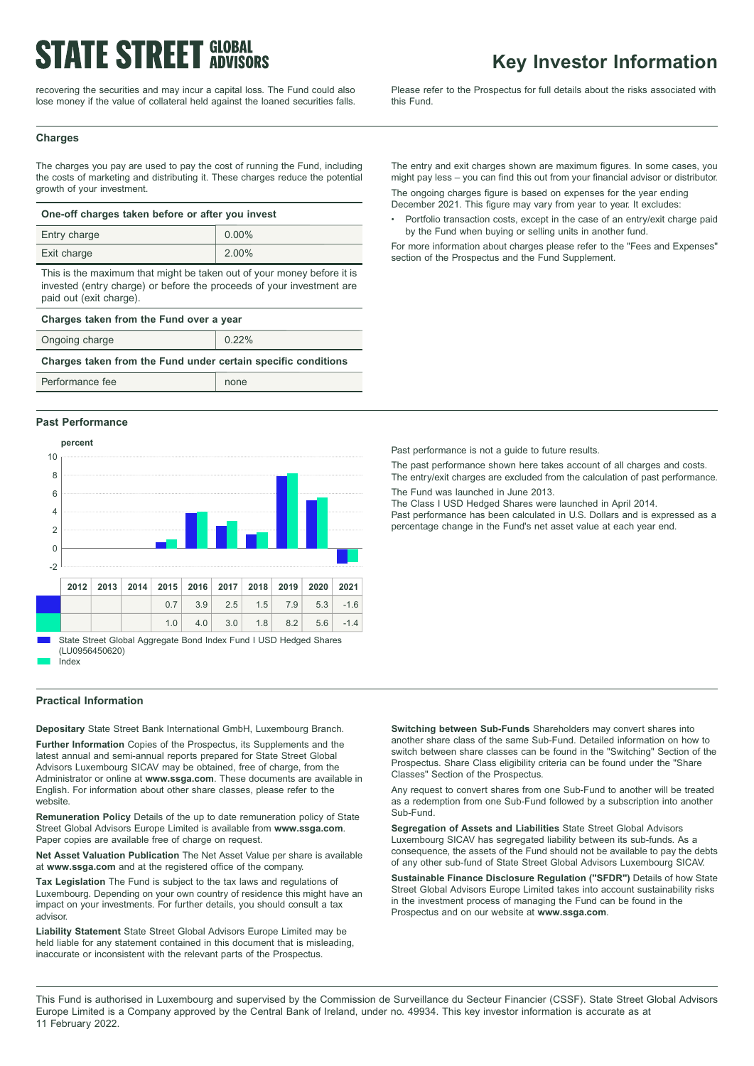recovering the securities and may incur a capital loss. The Fund could also lose money if the value of collateral held against the loaned securities falls.

Please refer to the Prospectus for full details about the risks associated with this Fund.

## Charges

The charges you pay are used to pay the cost of running the Fund, including the costs of marketing and distributing it. These charges reduce the potential growth of your investment.

| One-off charges taken before or after you invest | |
|---|---|
| Entry charge | 0.00% |
| Exit charge | 2.00% |

This is the maximum that might be taken out of your money before it is invested (entry charge) or before the proceeds of your investment are paid out (exit charge).

| Charges taken from the Fund over a year | |
|---|---|
| Ongoing charge | 0.22% |

| Charges taken from the Fund under certain specific conditions | |
|---|---|
| Performance fee | none |

The entry and exit charges shown are maximum figures. In some cases, you might pay less – you can find this out from your financial advisor or distributor.

The ongoing charges figure is based on expenses for the year ending December 2021. This figure may vary from year to year. It excludes:

- Portfolio transaction costs, except in the case of an entry/exit charge paid by the Fund when buying or selling units in another fund.

For more information about charges please refer to the "Fees and Expenses" section of the Prospectus and the Fund Supplement.

## Past Performance

percent

10
8
6
4
2
0
-2

| | 2012 | 2013 | 2014 | 2015 | 2016 | 2017 | 2018 | 2019 | 2020 | 2021 |
|---|---|---|---|---|---|---|---|---|---|---|
| State Street Global Aggregate Bond Index Fund I USD Hedged Shares (LU0956450620) | | | | 0.7 | 3.9 | 2.5 | 1.5 | 7.9 | 5.3 | -1.6 |
| Index | | | | 1.0 | 4.0 | 3.0 | 1.8 | 8.2 | 5.6 | -1.4 |

State Street Global Aggregate Bond Index Fund I USD Hedged Shares (LU0956450620)
Index

Past performance is not a guide to future results.

The past performance shown here takes account of all charges and costs. The entry/exit charges are excluded from the calculation of past performance.

The Fund was launched in June 2013.
The Class I USD Hedged Shares were launched in April 2014.
Past performance has been calculated in U.S. Dollars and is expressed as a percentage change in the Fund's net asset value at each year end.

## Practical Information

**Depositary** State Street Bank International GmbH, Luxembourg Branch.

**Further Information** Copies of the Prospectus, its Supplements and the latest annual and semi-annual reports prepared for State Street Global Advisors Luxembourg SICAV may be obtained, free of charge, from the Administrator or online at **www.ssga.com**. These documents are available in English. For information about other share classes, please refer to the website.

**Remuneration Policy** Details of the up to date remuneration policy of State Street Global Advisors Europe Limited is available from **www.ssga.com**. Paper copies are available free of charge on request.

**Net Asset Valuation Publication** The Net Asset Value per share is available at **www.ssga.com** and at the registered office of the company.

**Tax Legislation** The Fund is subject to the tax laws and regulations of Luxembourg. Depending on your own country of residence this might have an impact on your investments. For further details, you should consult a tax advisor.

**Liability Statement** State Street Global Advisors Europe Limited may be held liable for any statement contained in this document that is misleading, inaccurate or inconsistent with the relevant parts of the Prospectus.

**Switching between Sub-Funds** Shareholders may convert shares into another share class of the same Sub-Fund. Detailed information on how to switch between share classes can be found in the "Switching" Section of the Prospectus. Share Class eligibility criteria can be found under the "Share Classes" Section of the Prospectus.

Any request to convert shares from one Sub-Fund to another will be treated as a redemption from one Sub-Fund followed by a subscription into another Sub-Fund.

**Segregation of Assets and Liabilities** State Street Global Advisors Luxembourg SICAV has segregated liability between its sub-funds. As a consequence, the assets of the Fund should not be available to pay the debts of any other sub-fund of State Street Global Advisors Luxembourg SICAV.

**Sustainable Finance Disclosure Regulation ("SFDR")** Details of how State Street Global Advisors Europe Limited takes into account sustainability risks in the investment process of managing the Fund can be found in the Prospectus and on our website at **www.ssga.com**.

This Fund is authorised in Luxembourg and supervised by the Commission de Surveillance du Secteur Financier (CSSF). State Street Global Advisors Europe Limited is a Company approved by the Central Bank of Ireland, under no. 49934. This key investor information is accurate as at 11 February 2022.